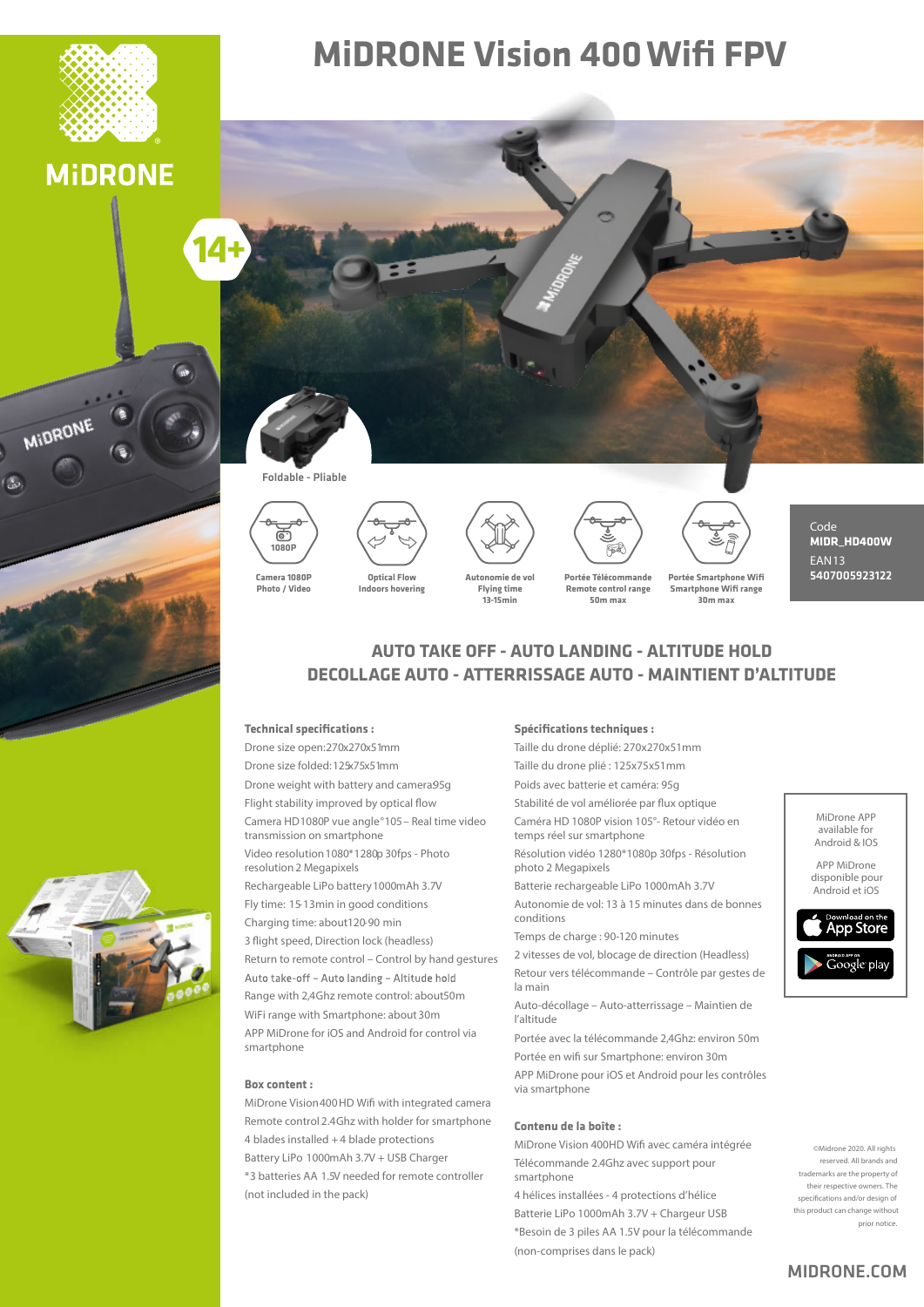# MiDRONE Vision 400 Wifi FPV

MiDRONE

14+

Foldable - Pliable

Camera 1080P
Photo / Video

Optical Flow
Indoors hovering

Autonomie de vol
Flying time
13-15min

Portée Télécommande
Remote control range
50m max

Portée Smartphone Wifi
Smartphone Wifi range
30m max

Code
**MIDR_HD400W**
EAN13
**5407005923122**

## AUTO TAKE OFF - AUTO LANDING - ALTITUDE HOLD
## DECOLLAGE AUTO - ATTERRISSAGE AUTO - MAINTIENT D'ALTITUDE

**Technical specifications :**

Drone size open:270x270x51mm
Drone size folded:125x75x51mm
Drone weight with battery and camera95g
Flight stability improved by optical flow
Camera HD1080P vue angle°105 – Real time video transmission on smartphone
Video resolution 1080*1280p 30fps - Photo resolution 2 Megapixels
Rechargeable LiPo battery 1000mAh 3.7V
Fly time: 15-13min in good conditions
Charging time: about120-90 min
3 flight speed, Direction lock (headless)
Return to remote control – Control by hand gestures
Auto take-off – Auto landing – Altitude hold
Range with 2,4Ghz remote control: about50m
WiFi range with Smartphone: about 30m
APP MiDrone for iOS and Android for control via smartphone

**Box content :**

MiDrone Vision400HD Wifi with integrated camera
Remote control 2.4Ghz with holder for smartphone
4 blades installed + 4 blade protections
Battery LiPo 1000mAh 3.7V + USB Charger
*3 batteries AA 1.5V needed for remote controller (not included in the pack)

**Spécifications techniques :**

Taille du drone déplié: 270x270x51mm
Taille du drone plié : 125x75x51mm
Poids avec batterie et caméra: 95g
Stabilité de vol améliorée par flux optique
Caméra HD 1080P vision 105°- Retour vidéo en temps réel sur smartphone
Résolution vidéo 1280*1080p 30fps - Résolution photo 2 Megapixels
Batterie rechargeable LiPo 1000mAh 3.7V
Autonomie de vol: 13 à 15 minutes dans de bonnes conditions
Temps de charge : 90-120 minutes
2 vitesses de vol, blocage de direction (Headless)
Retour vers télécommande – Contrôle par gestes de la main
Auto-décollage – Auto-atterrissage – Maintien de l'altitude
Portée avec la télécommande 2,4Ghz: environ 50m
Portée en wifi sur Smartphone: environ 30m
APP MiDrone pour iOS et Android pour les contrôles via smartphone

**Contenu de la boîte :**

MiDrone Vision 400HD Wifi avec caméra intégrée
Télécommande 2.4Ghz avec support pour smartphone
4 hélices installées - 4 protections d'hélice
Batterie LiPo 1000mAh 3.7V + Chargeur USB
*Besoin de 3 piles AA 1.5V pour la télécommande (non-comprises dans le pack)

MiDrone APP available for Android & IOS

APP MiDrone disponible pour Android et iOS

Download on the App Store

Android app on Google play

©Midrone 2020. All rights reserved. All brands and trademarks are the property of their respective owners. The specifications and/or design of this product can change without prior notice.

MIDRONE.COM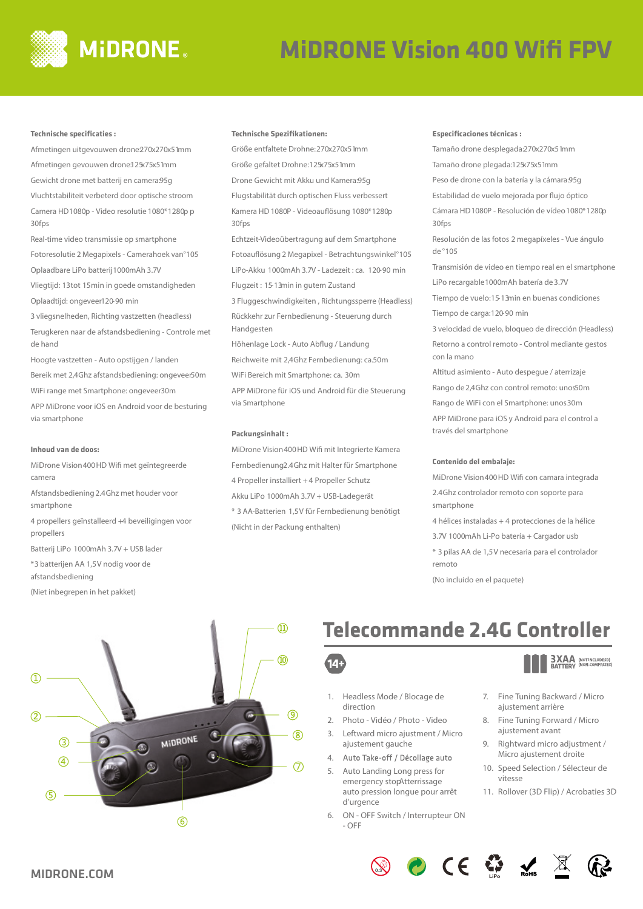# MiDRONE Vision 400 Wifi FPV

**Technische specificaties :**

Afmetingen uitgevouwen drone270x270x51mm

Afmetingen gevouwen drone125x75x51mm

Gewicht drone met batterij en camera95g

Vluchtstabiliteit verbeterd door optische stroom

Camera HD1080p - Video resolutie 1080*1280p p 30fps

Real-time video transmissie op smartphone

Fotoresolutie 2 Megapixels - Camerahoek van°105

Oplaadbare LiPo batterij1000mAh 3.7V

Vliegtijd: 13tot 15min in goede omstandigheden

Oplaadtijd: ongeveer120-90 min

3 vliegsnelheden, Richting vastzetten (headless)

Terugkeren naar de afstandsbediening - Controle met de hand

Hoogte vastzetten - Auto opstijgen / landen

Bereik met 2,4Ghz afstandsbediening: ongeveer50m

WiFi range met Smartphone: ongeveer30m

APP MiDrone voor iOS en Android voor de besturing via smartphone

**Inhoud van de doos:**

MiDrone Vision400HD Wifi met geïntegreerde camera

Afstandsbediening 2.4Ghz met houder voor smartphone

4 propellers geïnstalleerd +4 beveiligingen voor propellers

Batterij LiPo 1000mAh 3.7V + USB lader

*3 batterijen AA 1,5V nodig voor de afstandsbediening

(Niet inbegrepen in het pakket)

**Technische Spezifikationen:**

Größe entfaltete Drohne:270x270x51mm

Größe gefaltet Drohne:125x75x51mm

Drone Gewicht mit Akku und Kamera:95g

Flugstabilität durch optischen Fluss verbessert

Kamera HD 1080P - Videoauflösung 1080*1280p 30fps

Echtzeit-Videoübertragung auf dem Smartphone

Fotoauflösung 2 Megapixel - Betrachtungswinkel°105

LiPo-Akku 1000mAh 3.7V - Ladezeit : ca. 120-90 min

Flugzeit : 15-13min in gutem Zustand

3 Fluggeschwindigkeiten , Richtungssperre (Headless)

Rückkehr zur Fernbedienung - Steuerung durch Handgesten

Höhenlage Lock - Auto Abflug / Landung

Reichweite mit 2,4Ghz Fernbedienung: ca.50m

WiFi Bereich mit Smartphone: ca. 30m

APP MiDrone für iOS und Android für die Steuerung via Smartphone

**Packungsinhalt :**

MiDrone Vision400HD Wifi mit Integrierte Kamera

Fernbedienung2.4Ghz mit Halter für Smartphone

4 Propeller installiert + 4 Propeller Schutz

Akku LiPo 1000mAh 3.7V + USB-Ladegerät

* 3 AA-Batterien 1,5V für Fernbedienung benötigt

(Nicht in der Packung enthalten)

**Especificaciones técnicas :**

Tamaño drone desplegada:270x270x51mm

Tamaño drone plegada:125x75x51mm

Peso de drone con la batería y la cámara:95g

Estabilidad de vuelo mejorada por flujo óptico

Cámara HD1080P - Resolución de vídeo1080*1280p 30fps

Resolución de las fotos 2 megapíxeles - Vue ángulo de°105

Transmisión de video en tiempo real en el smartphone

LiPo recargable1000mAh batería de3.7V

Tiempo de vuelo:15-13min en buenas condiciones

Tiempo de carga:120-90 min

3 velocidad de vuelo, bloqueo de dirección (Headless)

Retorno a control remoto - Control mediante gestos con la mano

Altitud asimiento - Auto despegue / aterrizaje

Rango de2,4Ghz con control remoto: unos50m

Rango de WiFi con el Smartphone: unos30m

APP MiDrone para iOS y Android para el control a través del smartphone

**Contenido del embalaje:**

MiDrone Vision400HD Wifi con camara integrada

2.4Ghz controlador remoto con soporte para smartphone

4 hélices instaladas + 4 protecciones de la hélice

3.7V 1000mAh Li-Po batería + Cargador usb

* 3 pilas AA de 1,5V necesaria para el controlador remoto

(No incluido en el paquete)

## Telecommande 2.4G Controller

14+

3XAA BATTERY (NOT INCLUDED) (NON-COMPRISES)

1. Headless Mode / Blocage de direction
2. Photo - Vidéo / Photo - Video
3. Leftward micro adjustment / Micro ajustement gauche
4. Auto Take-off / Décollage auto
5. Auto Landing Long press for emergency stopAtterrissage auto pression longue pour arrêt d'urgence
6. ON - OFF Switch / Interrupteur ON - OFF
7. Fine Tuning Backward / Micro ajustement arrière
8. Fine Tuning Forward / Micro ajustement avant
9. Rightward micro adjustment / Micro ajustement droite
10. Speed Selection / Sélecteur de vitesse
11. Rollover (3D Flip) / Acrobaties 3D

MIDRONE.COM